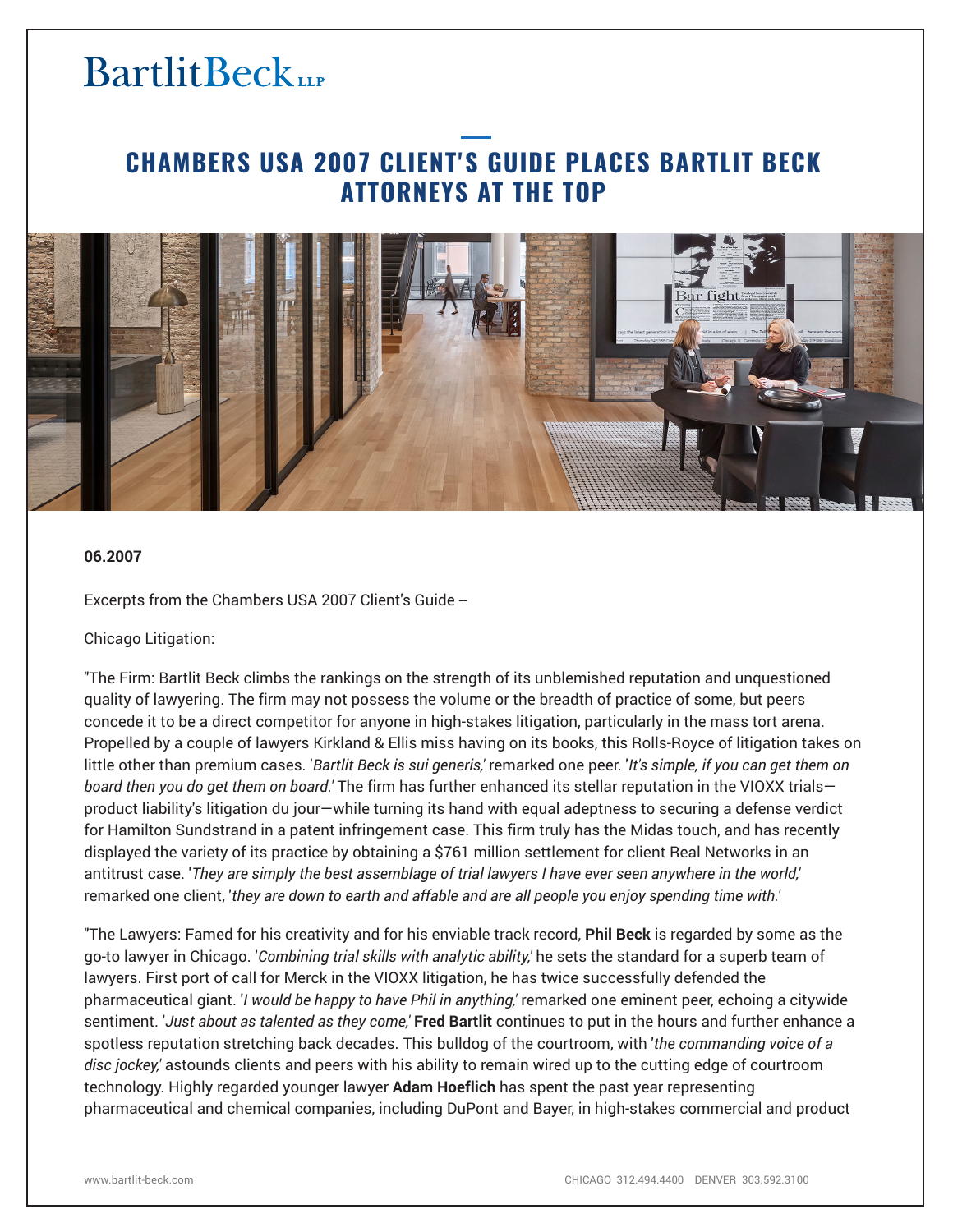# CHAMBERS USA 2007 CLIENT'S GUIDE PLACES BARTLIT BECK ATTORNEYS AT THE TOP

**06.2007**

Excerpts from the Chambers USA 2007 Client's Guide --

Chicago Litigation:

"The Firm: Bartlit Beck climbs the rankings on the strength of its unblemished reputation and unquestioned quality of lawyering. The firm may not possess the volume or the breadth of practice of some, but peers concede it to be a direct competitor for anyone in high-stakes litigation, particularly in the mass tort arena. Propelled by a couple of lawyers Kirkland & Ellis miss having on its books, this Rolls-Royce of litigation takes on little other than premium cases. '*Bartlit Beck is sui generis,*' remarked one peer. '*It's simple, if you can get them on board then you do get them on board.*' The firm has further enhanced its stellar reputation in the VIOXX trials—product liability's litigation du jour—while turning its hand with equal adeptness to securing a defense verdict for Hamilton Sundstrand in a patent infringement case. This firm truly has the Midas touch, and has recently displayed the variety of its practice by obtaining a $761 million settlement for client Real Networks in an antitrust case. '*They are simply the best assemblage of trial lawyers I have ever seen anywhere in the world,*' remarked one client, '*they are down to earth and affable and are all people you enjoy spending time with.*'

"The Lawyers: Famed for his creativity and for his enviable track record, **Phil Beck** is regarded by some as the go-to lawyer in Chicago. '*Combining trial skills with analytic ability,*' he sets the standard for a superb team of lawyers. First port of call for Merck in the VIOXX litigation, he has twice successfully defended the pharmaceutical giant. '*I would be happy to have Phil in anything,*' remarked one eminent peer, echoing a citywide sentiment. '*Just about as talented as they come,*' **Fred Bartlit** continues to put in the hours and further enhance a spotless reputation stretching back decades. This bulldog of the courtroom, with '*the commanding voice of a disc jockey,*' astounds clients and peers with his ability to remain wired up to the cutting edge of courtroom technology. Highly regarded younger lawyer **Adam Hoeflich** has spent the past year representing pharmaceutical and chemical companies, including DuPont and Bayer, in high-stakes commercial and product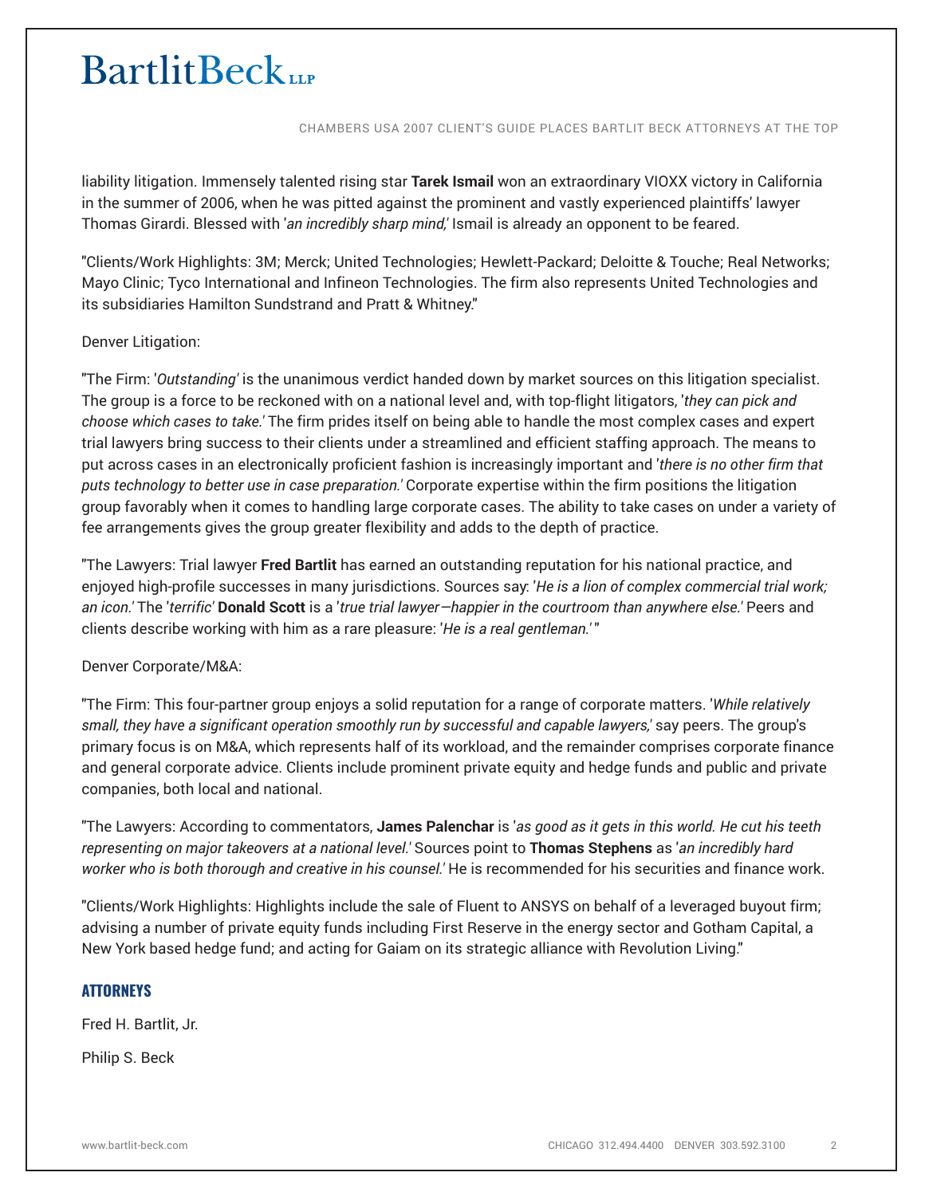liability litigation. Immensely talented rising star **Tarek Ismail** won an extraordinary VIOXX victory in California in the summer of 2006, when he was pitted against the prominent and vastly experienced plaintiffs' lawyer Thomas Girardi. Blessed with '*an incredibly sharp mind,*' Ismail is already an opponent to be feared.

"Clients/Work Highlights: 3M; Merck; United Technologies; Hewlett-Packard; Deloitte & Touche; Real Networks; Mayo Clinic; Tyco International and Infineon Technologies. The firm also represents United Technologies and its subsidiaries Hamilton Sundstrand and Pratt & Whitney."

Denver Litigation:

"The Firm: '*Outstanding*' is the unanimous verdict handed down by market sources on this litigation specialist. The group is a force to be reckoned with on a national level and, with top-flight litigators, '*they can pick and choose which cases to take.*' The firm prides itself on being able to handle the most complex cases and expert trial lawyers bring success to their clients under a streamlined and efficient staffing approach. The means to put across cases in an electronically proficient fashion is increasingly important and '*there is no other firm that puts technology to better use in case preparation.*' Corporate expertise within the firm positions the litigation group favorably when it comes to handling large corporate cases. The ability to take cases on under a variety of fee arrangements gives the group greater flexibility and adds to the depth of practice.

"The Lawyers: Trial lawyer **Fred Bartlit** has earned an outstanding reputation for his national practice, and enjoyed high-profile successes in many jurisdictions. Sources say: '*He is a lion of complex commercial trial work; an icon.*' The '*terrific*' **Donald Scott** is a '*true trial lawyer—happier in the courtroom than anywhere else.*' Peers and clients describe working with him as a rare pleasure: '*He is a real gentleman.*' "

Denver Corporate/M&A:

"The Firm: This four-partner group enjoys a solid reputation for a range of corporate matters. '*While relatively small, they have a significant operation smoothly run by successful and capable lawyers,*' say peers. The group's primary focus is on M&A, which represents half of its workload, and the remainder comprises corporate finance and general corporate advice. Clients include prominent private equity and hedge funds and public and private companies, both local and national.

"The Lawyers: According to commentators, **James Palenchar** is '*as good as it gets in this world. He cut his teeth representing on major takeovers at a national level.*' Sources point to **Thomas Stephens** as '*an incredibly hard worker who is both thorough and creative in his counsel.*' He is recommended for his securities and finance work.

"Clients/Work Highlights: Highlights include the sale of Fluent to ANSYS on behalf of a leveraged buyout firm; advising a number of private equity funds including First Reserve in the energy sector and Gotham Capital, a New York based hedge fund; and acting for Gaiam on its strategic alliance with Revolution Living."

## ATTORNEYS

Fred H. Bartlit, Jr.

Philip S. Beck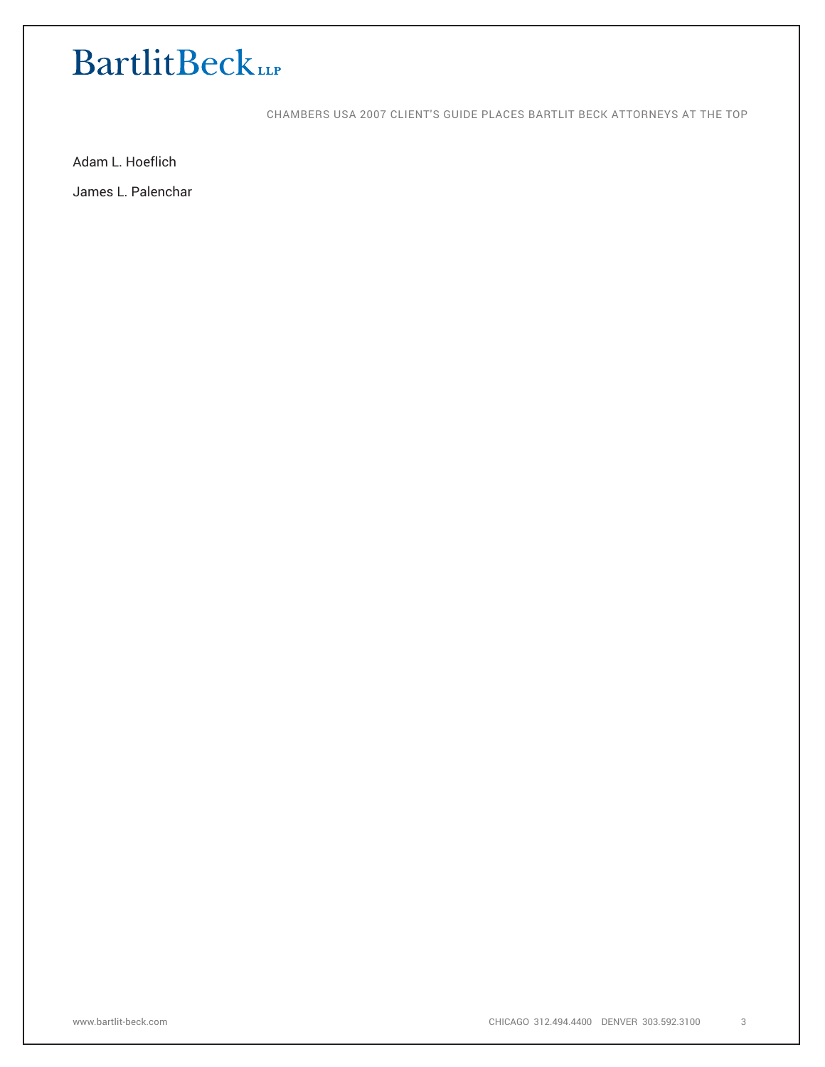Adam L. Hoeflich

James L. Palenchar